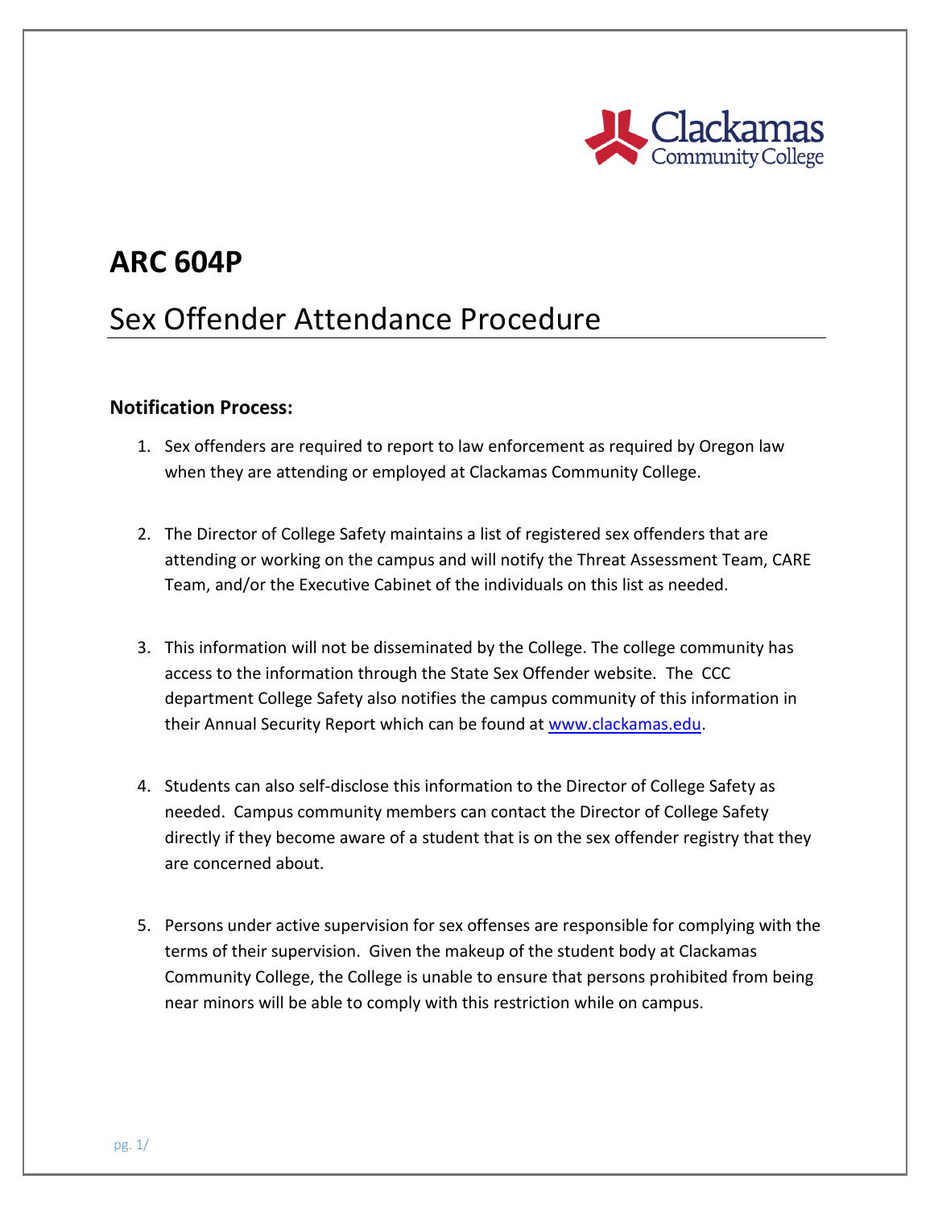# ARC 604P

## Sex Offender Attendance Procedure

### Notification Process:

1. Sex offenders are required to report to law enforcement as required by Oregon law when they are attending or employed at Clackamas Community College.

2. The Director of College Safety maintains a list of registered sex offenders that are attending or working on the campus and will notify the Threat Assessment Team, CARE Team, and/or the Executive Cabinet of the individuals on this list as needed.

3. This information will not be disseminated by the College. The college community has access to the information through the State Sex Offender website. The CCC department College Safety also notifies the campus community of this information in their Annual Security Report which can be found at [www.clackamas.edu](http://www.clackamas.edu).

4. Students can also self-disclose this information to the Director of College Safety as needed. Campus community members can contact the Director of College Safety directly if they become aware of a student that is on the sex offender registry that they are concerned about.

5. Persons under active supervision for sex offenses are responsible for complying with the terms of their supervision. Given the makeup of the student body at Clackamas Community College, the College is unable to ensure that persons prohibited from being near minors will be able to comply with this restriction while on campus.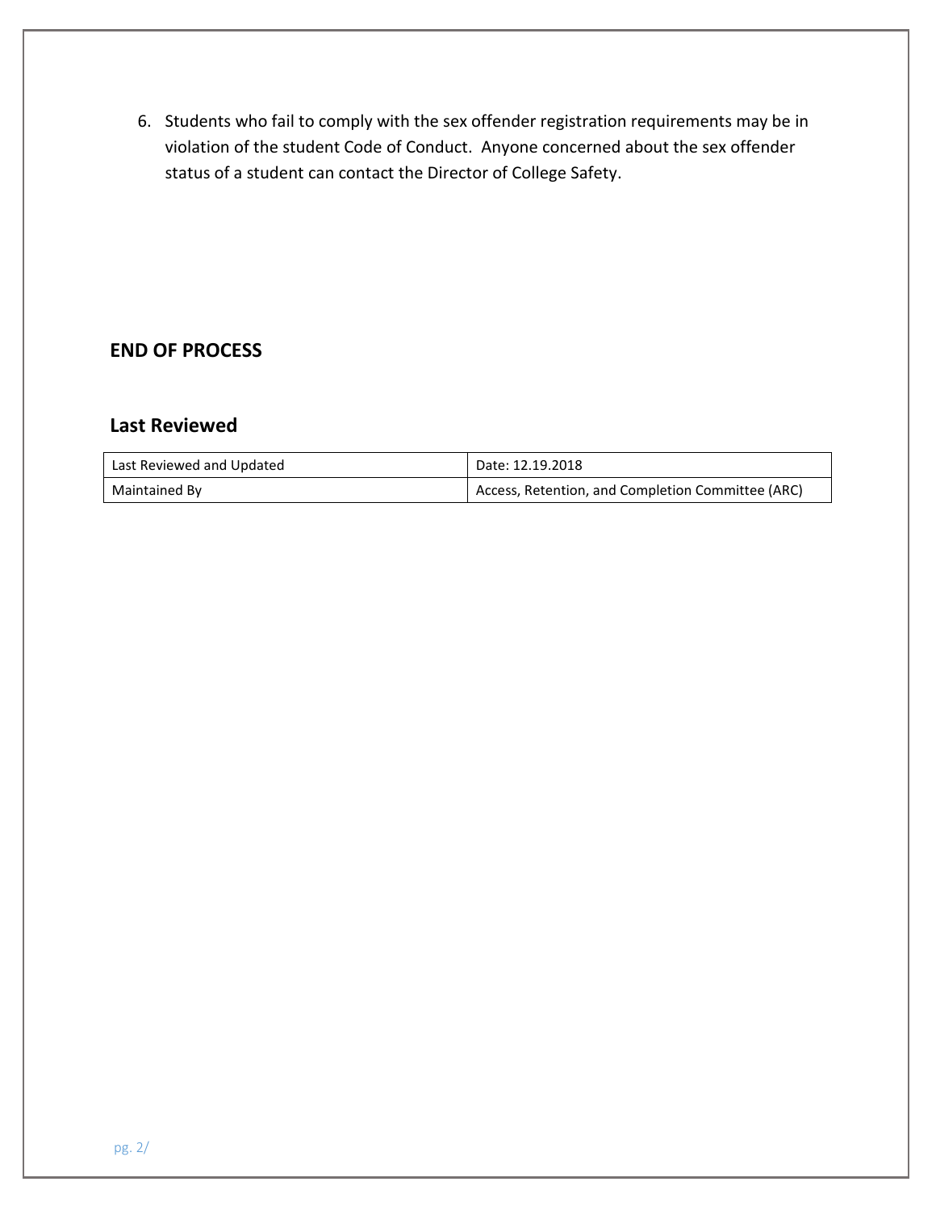6. Students who fail to comply with the sex offender registration requirements may be in violation of the student Code of Conduct. Anyone concerned about the sex offender status of a student can contact the Director of College Safety.

**END OF PROCESS**

## Last Reviewed

| | |
|---|---|
| Last Reviewed and Updated | Date: 12.19.2018 |
| Maintained By | Access, Retention, and Completion Committee (ARC) |